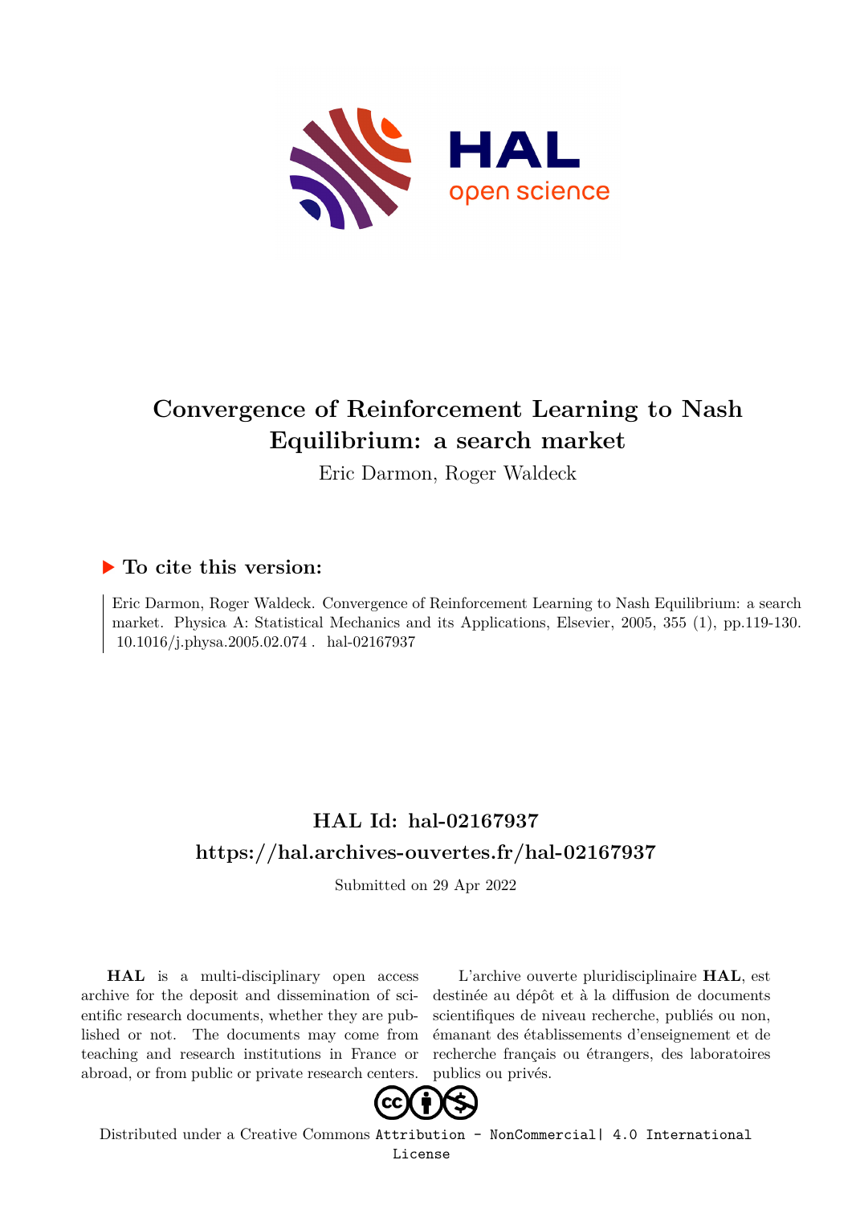# Convergence of Reinforcement Learning to Nash Equilibrium: a search market

Eric Darmon, Roger Waldeck

## ▶ To cite this version:

Eric Darmon, Roger Waldeck. Convergence of Reinforcement Learning to Nash Equilibrium: a search market. Physica A: Statistical Mechanics and its Applications, Elsevier, 2005, 355 (1), pp.119-130. 10.1016/j.physa.2005.02.074 . hal-02167937

## HAL Id: hal-02167937

## https://hal.archives-ouvertes.fr/hal-02167937

Submitted on 29 Apr 2022

**HAL** is a multi-disciplinary open access archive for the deposit and dissemination of scientific research documents, whether they are published or not. The documents may come from teaching and research institutions in France or abroad, or from public or private research centers.

L'archive ouverte pluridisciplinaire **HAL**, est destinée au dépôt et à la diffusion de documents scientifiques de niveau recherche, publiés ou non, émanant des établissements d'enseignement et de recherche français ou étrangers, des laboratoires publics ou privés.

Distributed under a Creative Commons Attribution - NonCommercial| 4.0 International License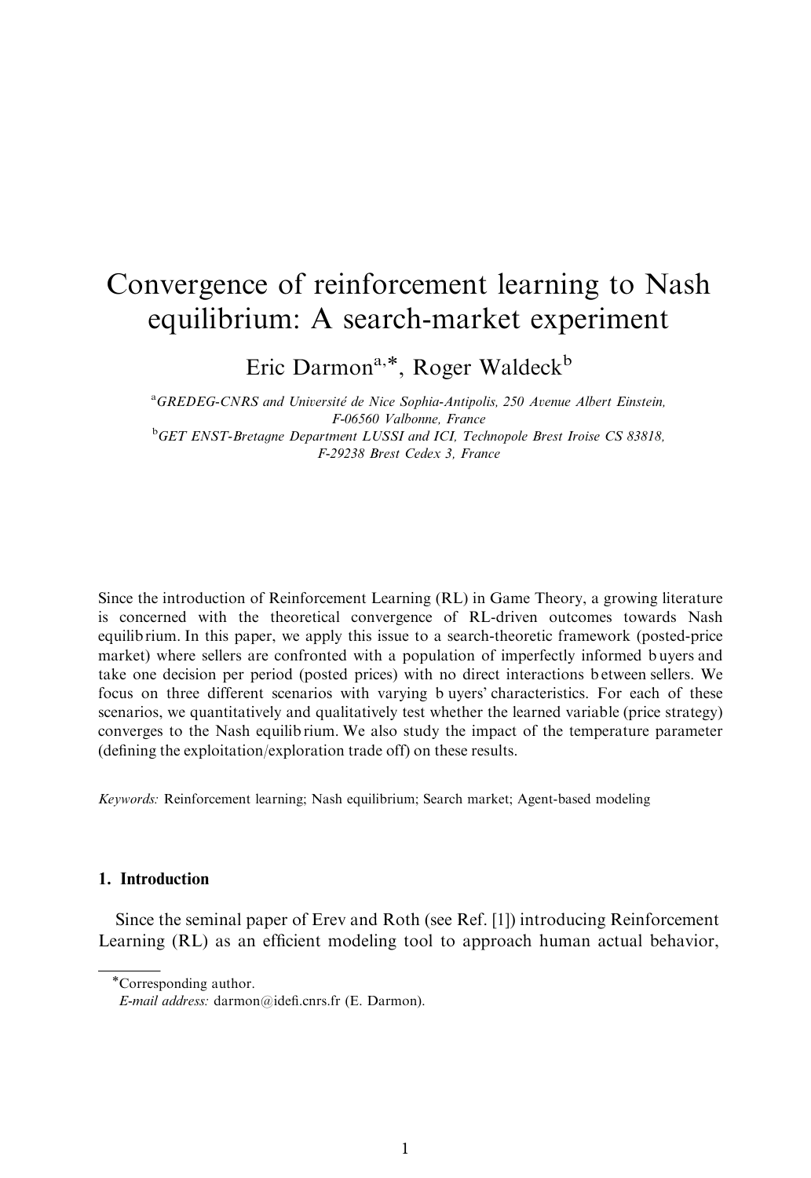# Convergence of reinforcement learning to Nash equilibrium: A search-market experiment

Eric Darmon[a,*], Roger Waldeck[b]

[a]*GREDEG-CNRS and Université de Nice Sophia-Antipolis, 250 Avenue Albert Einstein, F-06560 Valbonne, France*

[b]*GET ENST-Bretagne Department LUSSI and ICI, Technopole Brest Iroise CS 83818, F-29238 Brest Cedex 3, France*

Since the introduction of Reinforcement Learning (RL) in Game Theory, a growing literature is concerned with the theoretical convergence of RL-driven outcomes towards Nash equilibrium. In this paper, we apply this issue to a search-theoretic framework (posted-price market) where sellers are confronted with a population of imperfectly informed buyers and take one decision per period (posted prices) with no direct interactions between sellers. We focus on three different scenarios with varying buyers' characteristics. For each of these scenarios, we quantitatively and qualitatively test whether the learned variable (price strategy) converges to the Nash equilibrium. We also study the impact of the temperature parameter (defining the exploitation/exploration trade off) on these results.

*Keywords:* Reinforcement learning; Nash equilibrium; Search market; Agent-based modeling

## 1. Introduction

Since the seminal paper of Erev and Roth (see Ref. [1]) introducing Reinforcement Learning (RL) as an efficient modeling tool to approach human actual behavior,

*Corresponding author.

*E-mail address:* darmon@idefi.cnrs.fr (E. Darmon).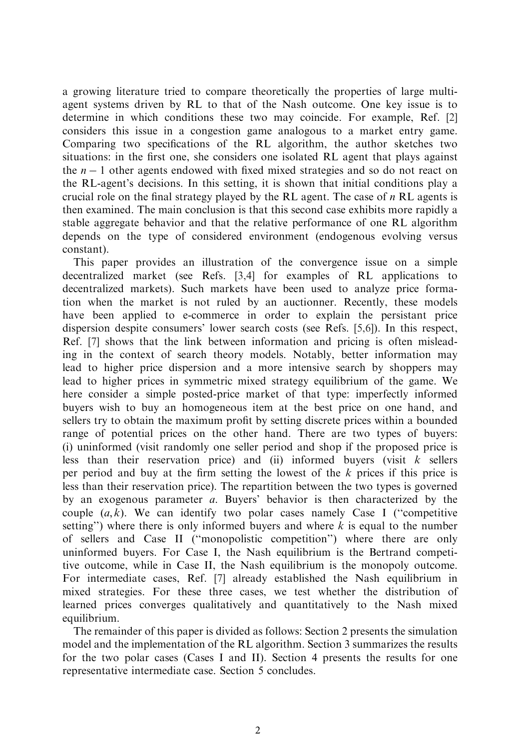a growing literature tried to compare theoretically the properties of large multi-agent systems driven by RL to that of the Nash outcome. One key issue is to determine in which conditions these two may coincide. For example, Ref. [2] considers this issue in a congestion game analogous to a market entry game. Comparing two specifications of the RL algorithm, the author sketches two situations: in the first one, she considers one isolated RL agent that plays against the $n-1$ other agents endowed with fixed mixed strategies and so do not react on the RL-agent's decisions. In this setting, it is shown that initial conditions play a crucial role on the final strategy played by the RL agent. The case of $n$ RL agents is then examined. The main conclusion is that this second case exhibits more rapidly a stable aggregate behavior and that the relative performance of one RL algorithm depends on the type of considered environment (endogenous evolving versus constant).

This paper provides an illustration of the convergence issue on a simple decentralized market (see Refs. [3,4] for examples of RL applications to decentralized markets). Such markets have been used to analyze price formation when the market is not ruled by an auctionner. Recently, these models have been applied to e-commerce in order to explain the persistant price dispersion despite consumers' lower search costs (see Refs. [5,6]). In this respect, Ref. [7] shows that the link between information and pricing is often misleading in the context of search theory models. Notably, better information may lead to higher price dispersion and a more intensive search by shoppers may lead to higher prices in symmetric mixed strategy equilibrium of the game. We here consider a simple posted-price market of that type: imperfectly informed buyers wish to buy an homogeneous item at the best price on one hand, and sellers try to obtain the maximum profit by setting discrete prices within a bounded range of potential prices on the other hand. There are two types of buyers: (i) uninformed (visit randomly one seller period and shop if the proposed price is less than their reservation price) and (ii) informed buyers (visit $k$ sellers per period and buy at the firm setting the lowest of the $k$ prices if this price is less than their reservation price). The repartition between the two types is governed by an exogenous parameter $a$. Buyers' behavior is then characterized by the couple $(a, k)$. We can identify two polar cases namely Case I ("competitive setting") where there is only informed buyers and where $k$ is equal to the number of sellers and Case II ("monopolistic competition") where there are only uninformed buyers. For Case I, the Nash equilibrium is the Bertrand competitive outcome, while in Case II, the Nash equilibrium is the monopoly outcome. For intermediate cases, Ref. [7] already established the Nash equilibrium in mixed strategies. For these three cases, we test whether the distribution of learned prices converges qualitatively and quantitatively to the Nash mixed equilibrium.

The remainder of this paper is divided as follows: Section 2 presents the simulation model and the implementation of the RL algorithm. Section 3 summarizes the results for the two polar cases (Cases I and II). Section 4 presents the results for one representative intermediate case. Section 5 concludes.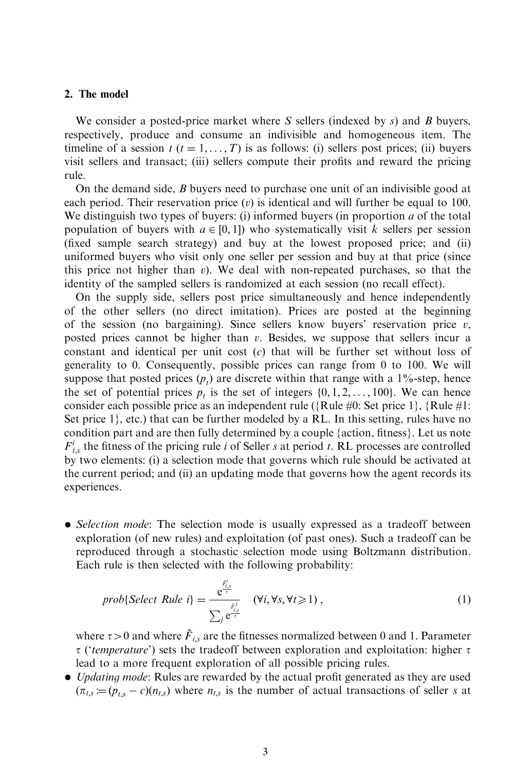## 2. The model

We consider a posted-price market where $S$ sellers (indexed by $s$) and $B$ buyers, respectively, produce and consume an indivisible and homogeneous item. The timeline of a session $t$ ($t = 1, \ldots, T$) is as follows: (i) sellers post prices; (ii) buyers visit sellers and transact; (iii) sellers compute their profits and reward the pricing rule.

On the demand side, $B$ buyers need to purchase one unit of an indivisible good at each period. Their reservation price ($v$) is identical and will further be equal to 100. We distinguish two types of buyers: (i) informed buyers (in proportion $a$ of the total population of buyers with $a \in [0, 1]$) who systematically visit $k$ sellers per session (fixed sample search strategy) and buy at the lowest proposed price; and (ii) uniformed buyers who visit only one seller per session and buy at that price (since this price not higher than $v$). We deal with non-repeated purchases, so that the identity of the sampled sellers is randomized at each session (no recall effect).

On the supply side, sellers post price simultaneously and hence independently of the other sellers (no direct imitation). Prices are posted at the beginning of the session (no bargaining). Since sellers know buyers' reservation price $v$, posted prices cannot be higher than $v$. Besides, we suppose that sellers incur a constant and identical per unit cost ($c$) that will be further set without loss of generality to 0. Consequently, possible prices can range from 0 to 100. We will suppose that posted prices ($p_t$) are discrete within that range with a 1%-step, hence the set of potential prices $p_t$ is the set of integers $\{0, 1, 2, \ldots, 100\}$. We can hence consider each possible price as an independent rule ({Rule #0: Set price 1}, {Rule #1: Set price 1}, etc.) that can be further modeled by a RL. In this setting, rules have no condition part and are then fully determined by a couple {action, fitness}. Let us note $F^i_{t,s}$ the fitness of the pricing rule $i$ of Seller $s$ at period $t$. RL processes are controlled by two elements: (i) a selection mode that governs which rule should be activated at the current period; and (ii) an updating mode that governs how the agent records its experiences.

- *Selection mode*: The selection mode is usually expressed as a tradeoff between exploration (of new rules) and exploitation (of past ones). Such a tradeoff can be reproduced through a stochastic selection mode using Boltzmann distribution. Each rule is then selected with the following probability:

$$prob\{Select\ Rule\ i\} = \frac{e^{\frac{\tilde{F}^i_{t,s}}{\tau}}}{\sum_j e^{\frac{\tilde{F}^j_{t,s}}{\tau}}} \quad (\forall i, \forall s, \forall t \geqslant 1), \tag{1}$$

  where $\tau > 0$ and where $\tilde{F}_{i,s}$ are the fitnesses normalized between 0 and 1. Parameter $\tau$ ('*temperature*') sets the tradeoff between exploration and exploitation: higher $\tau$ lead to a more frequent exploration of all possible pricing rules.

- *Updating mode*: Rules are rewarded by the actual profit generated as they are used ($\pi_{t,s} := (p_{t,s} - c)(n_{t,s})$ where $n_{t,s}$ is the number of actual transactions of seller $s$ at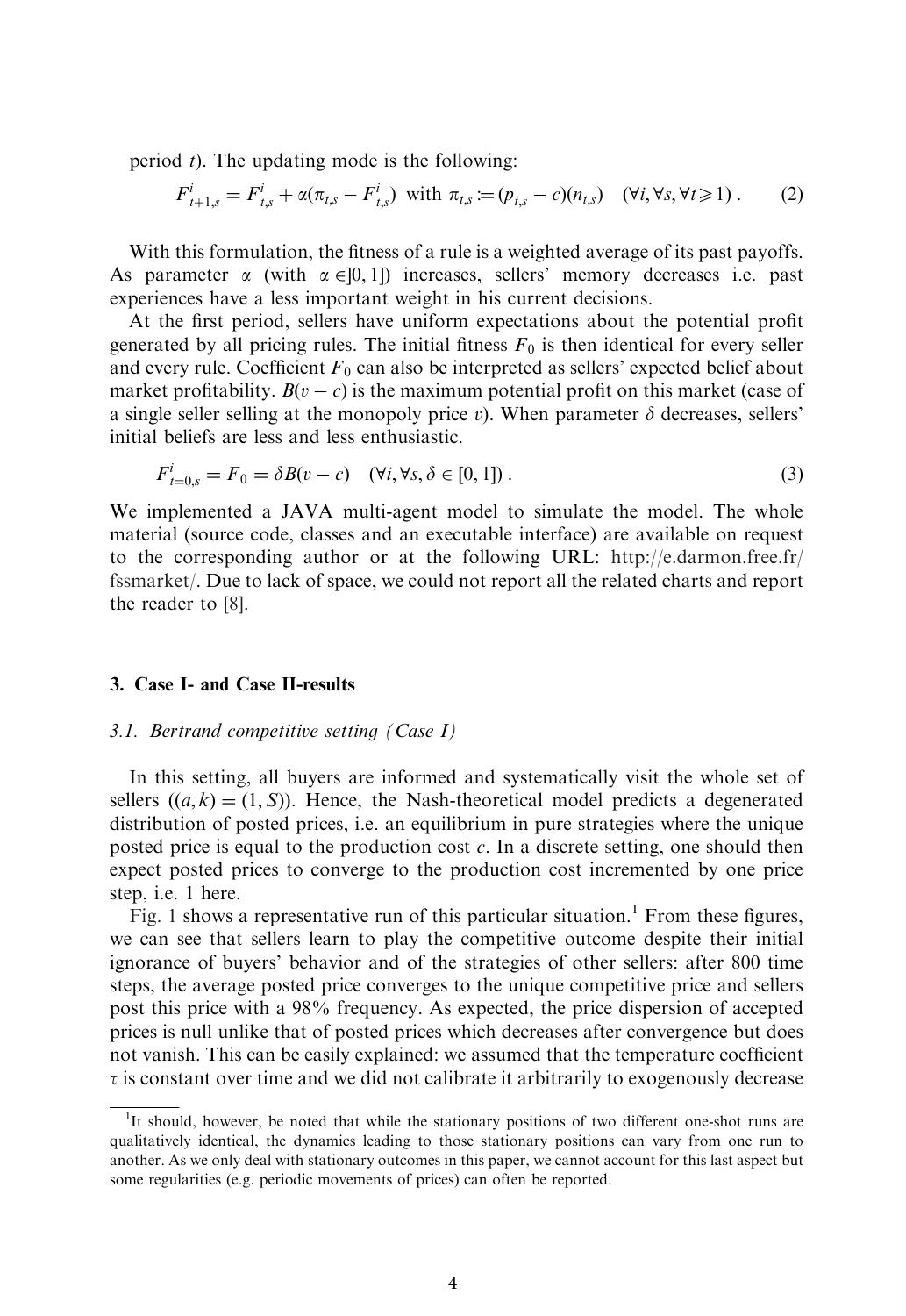period $t$). The updating mode is the following:

$$F^i_{t+1,s} = F^i_{t,s} + \alpha(\pi_{t,s} - F^i_{t,s}) \text{ with } \pi_{t,s} := (p_{t,s} - c)(n_{t,s}) \quad (\forall i, \forall s, \forall t \geqslant 1)\,. \tag{2}$$

With this formulation, the fitness of a rule is a weighted average of its past payoffs. As parameter $\alpha$ (with $\alpha \in ]0, 1]$) increases, sellers' memory decreases i.e. past experiences have a less important weight in his current decisions.

At the first period, sellers have uniform expectations about the potential profit generated by all pricing rules. The initial fitness $F_0$ is then identical for every seller and every rule. Coefficient $F_0$ can also be interpreted as sellers' expected belief about market profitability. $B(v - c)$ is the maximum potential profit on this market (case of a single seller selling at the monopoly price $v$). When parameter $\delta$ decreases, sellers' initial beliefs are less and less enthusiastic.

$$F^i_{t=0,s} = F_0 = \delta B(v - c) \quad (\forall i, \forall s, \delta \in [0, 1])\,. \tag{3}$$

We implemented a JAVA multi-agent model to simulate the model. The whole material (source code, classes and an executable interface) are available on request to the corresponding author or at the following URL: http://e.darmon.free.fr/fssmarket/. Due to lack of space, we could not report all the related charts and report the reader to [8].

## 3. Case I- and Case II-results

### 3.1. Bertrand competitive setting (Case I)

In this setting, all buyers are informed and systematically visit the whole set of sellers ($(a, k) = (1, S)$). Hence, the Nash-theoretical model predicts a degenerated distribution of posted prices, i.e. an equilibrium in pure strategies where the unique posted price is equal to the production cost $c$. In a discrete setting, one should then expect posted prices to converge to the production cost incremented by one price step, i.e. 1 here.

Fig. 1 shows a representative run of this particular situation.[1] From these figures, we can see that sellers learn to play the competitive outcome despite their initial ignorance of buyers' behavior and of the strategies of other sellers: after 800 time steps, the average posted price converges to the unique competitive price and sellers post this price with a 98% frequency. As expected, the price dispersion of accepted prices is null unlike that of posted prices which decreases after convergence but does not vanish. This can be easily explained: we assumed that the temperature coefficient $\tau$ is constant over time and we did not calibrate it arbitrarily to exogenously decrease

[1] It should, however, be noted that while the stationary positions of two different one-shot runs are qualitatively identical, the dynamics leading to those stationary positions can vary from one run to another. As we only deal with stationary outcomes in this paper, we cannot account for this last aspect but some regularities (e.g. periodic movements of prices) can often be reported.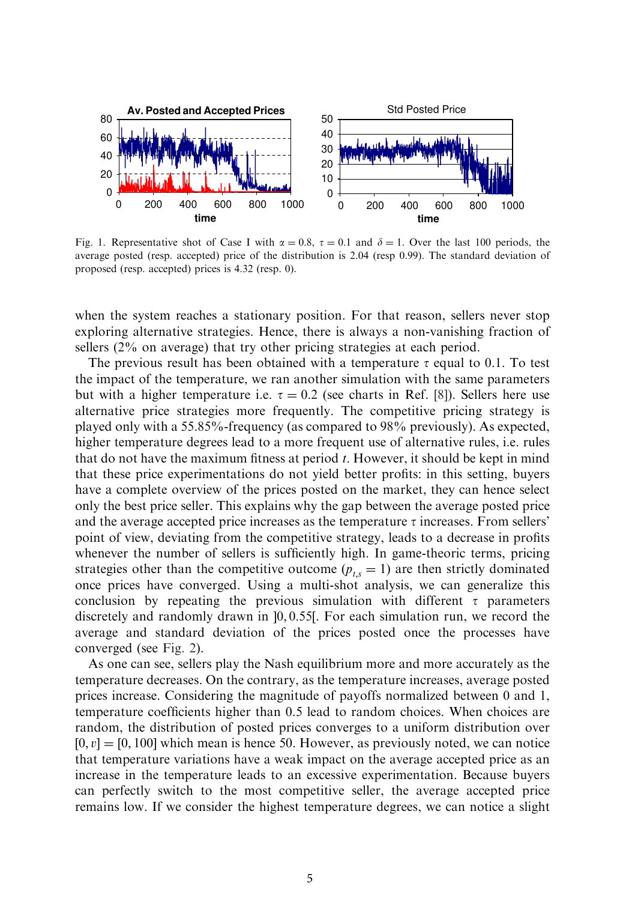Fig. 1. Representative shot of Case I with $\alpha = 0.8$, $\tau = 0.1$ and $\delta = 1$. Over the last 100 periods, the average posted (resp. accepted) price of the distribution is 2.04 (resp 0.99). The standard deviation of proposed (resp. accepted) prices is 4.32 (resp. 0).

when the system reaches a stationary position. For that reason, sellers never stop exploring alternative strategies. Hence, there is always a non-vanishing fraction of sellers (2% on average) that try other pricing strategies at each period.

The previous result has been obtained with a temperature $\tau$ equal to 0.1. To test the impact of the temperature, we ran another simulation with the same parameters but with a higher temperature i.e. $\tau = 0.2$ (see charts in Ref. [8]). Sellers here use alternative price strategies more frequently. The competitive pricing strategy is played only with a 55.85%-frequency (as compared to 98% previously). As expected, higher temperature degrees lead to a more frequent use of alternative rules, i.e. rules that do not have the maximum fitness at period $t$. However, it should be kept in mind that these price experimentations do not yield better profits: in this setting, buyers have a complete overview of the prices posted on the market, they can hence select only the best price seller. This explains why the gap between the average posted price and the average accepted price increases as the temperature $\tau$ increases. From sellers' point of view, deviating from the competitive strategy, leads to a decrease in profits whenever the number of sellers is sufficiently high. In game-theoric terms, pricing strategies other than the competitive outcome ($p_{t,s} = 1$) are then strictly dominated once prices have converged. Using a multi-shot analysis, we can generalize this conclusion by repeating the previous simulation with different $\tau$ parameters discretely and randomly drawn in $]0, 0.55[$. For each simulation run, we record the average and standard deviation of the prices posted once the processes have converged (see Fig. 2).

As one can see, sellers play the Nash equilibrium more and more accurately as the temperature decreases. On the contrary, as the temperature increases, average posted prices increase. Considering the magnitude of payoffs normalized between 0 and 1, temperature coefficients higher than 0.5 lead to random choices. When choices are random, the distribution of posted prices converges to a uniform distribution over $[0, v] = [0, 100]$ which mean is hence 50. However, as previously noted, we can notice that temperature variations have a weak impact on the average accepted price as an increase in the temperature leads to an excessive experimentation. Because buyers can perfectly switch to the most competitive seller, the average accepted price remains low. If we consider the highest temperature degrees, we can notice a slight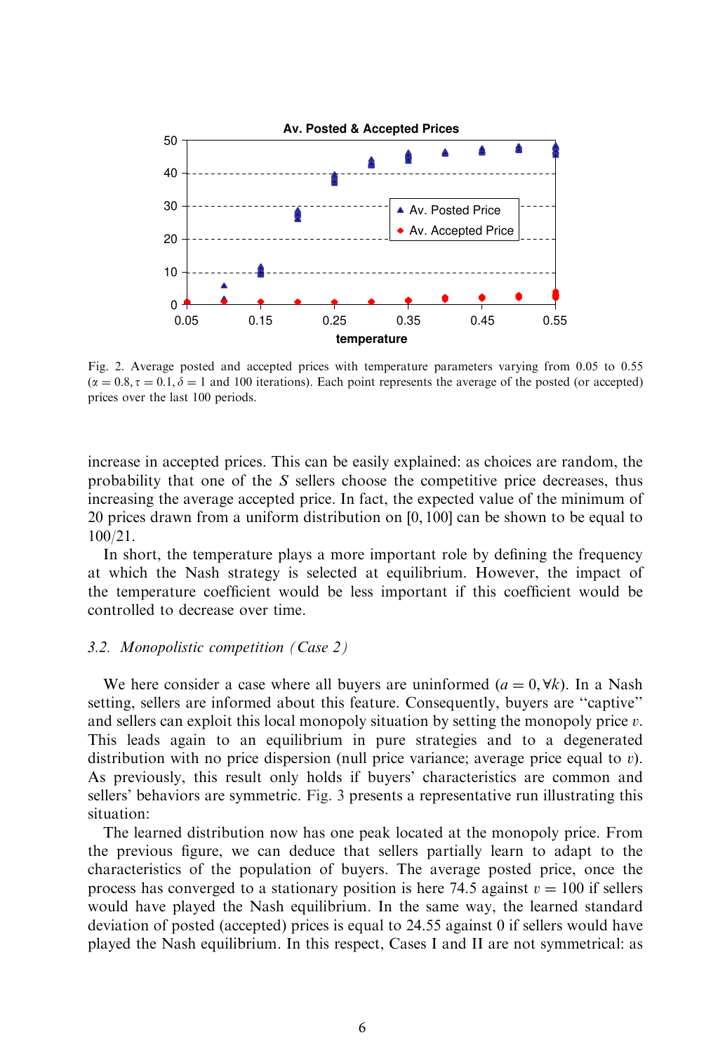Fig. 2. Average posted and accepted prices with temperature parameters varying from 0.05 to 0.55 ($\alpha = 0.8, \tau = 0.1, \delta = 1$ and 100 iterations). Each point represents the average of the posted (or accepted) prices over the last 100 periods.

increase in accepted prices. This can be easily explained: as choices are random, the probability that one of the $S$ sellers choose the competitive price decreases, thus increasing the average accepted price. In fact, the expected value of the minimum of 20 prices drawn from a uniform distribution on $[0, 100]$ can be shown to be equal to $100/21$.

In short, the temperature plays a more important role by defining the frequency at which the Nash strategy is selected at equilibrium. However, the impact of the temperature coefficient would be less important if this coefficient would be controlled to decrease over time.

### *3.2. Monopolistic competition (Case 2)*

We here consider a case where all buyers are uninformed ($a = 0, \forall k$). In a Nash setting, sellers are informed about this feature. Consequently, buyers are "captive" and sellers can exploit this local monopoly situation by setting the monopoly price $v$. This leads again to an equilibrium in pure strategies and to a degenerated distribution with no price dispersion (null price variance; average price equal to $v$). As previously, this result only holds if buyers' characteristics are common and sellers' behaviors are symmetric. Fig. 3 presents a representative run illustrating this situation:

The learned distribution now has one peak located at the monopoly price. From the previous figure, we can deduce that sellers partially learn to adapt to the characteristics of the population of buyers. The average posted price, once the process has converged to a stationary position is here 74.5 against $v = 100$ if sellers would have played the Nash equilibrium. In the same way, the learned standard deviation of posted (accepted) prices is equal to 24.55 against 0 if sellers would have played the Nash equilibrium. In this respect, Cases I and II are not symmetrical: as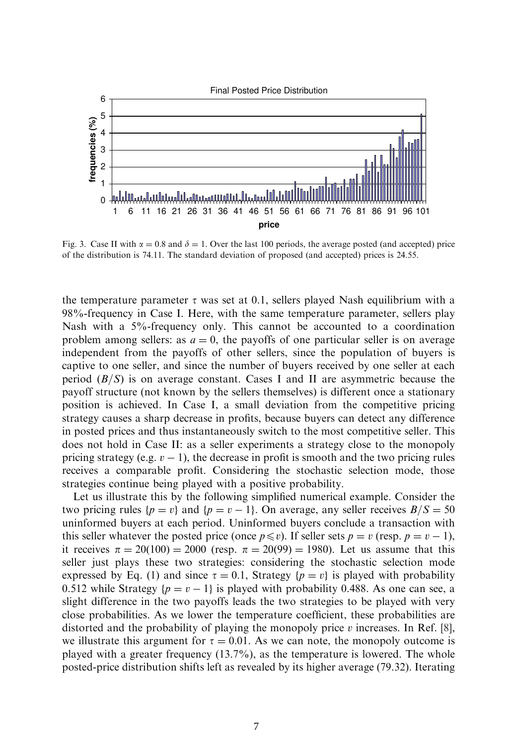Fig. 3. Case II with $\alpha = 0.8$ and $\delta = 1$. Over the last 100 periods, the average posted (and accepted) price of the distribution is 74.11. The standard deviation of proposed (and accepted) prices is 24.55.

the temperature parameter $\tau$ was set at 0.1, sellers played Nash equilibrium with a 98%-frequency in Case I. Here, with the same temperature parameter, sellers play Nash with a 5%-frequency only. This cannot be accounted to a coordination problem among sellers: as $a = 0$, the payoffs of one particular seller is on average independent from the payoffs of other sellers, since the population of buyers is captive to one seller, and since the number of buyers received by one seller at each period $(B/S)$ is on average constant. Cases I and II are asymmetric because the payoff structure (not known by the sellers themselves) is different once a stationary position is achieved. In Case I, a small deviation from the competitive pricing strategy causes a sharp decrease in profits, because buyers can detect any difference in posted prices and thus instantaneously switch to the most competitive seller. This does not hold in Case II: as a seller experiments a strategy close to the monopoly pricing strategy (e.g. $v - 1$), the decrease in profit is smooth and the two pricing rules receives a comparable profit. Considering the stochastic selection mode, those strategies continue being played with a positive probability.

Let us illustrate this by the following simplified numerical example. Consider the two pricing rules $\{p = v\}$ and $\{p = v - 1\}$. On average, any seller receives $B/S = 50$ uninformed buyers at each period. Uninformed buyers conclude a transaction with this seller whatever the posted price (once $p \leqslant v$). If seller sets $p = v$ (resp. $p = v - 1$), it receives $\pi = 20(100) = 2000$ (resp. $\pi = 20(99) = 1980$). Let us assume that this seller just plays these two strategies: considering the stochastic selection mode expressed by Eq. (1) and since $\tau = 0.1$, Strategy $\{p = v\}$ is played with probability 0.512 while Strategy $\{p = v - 1\}$ is played with probability 0.488. As one can see, a slight difference in the two payoffs leads the two strategies to be played with very close probabilities. As we lower the temperature coefficient, these probabilities are distorted and the probability of playing the monopoly price $v$ increases. In Ref. [8], we illustrate this argument for $\tau = 0.01$. As we can note, the monopoly outcome is played with a greater frequency (13.7%), as the temperature is lowered. The whole posted-price distribution shifts left as revealed by its higher average (79.32). Iterating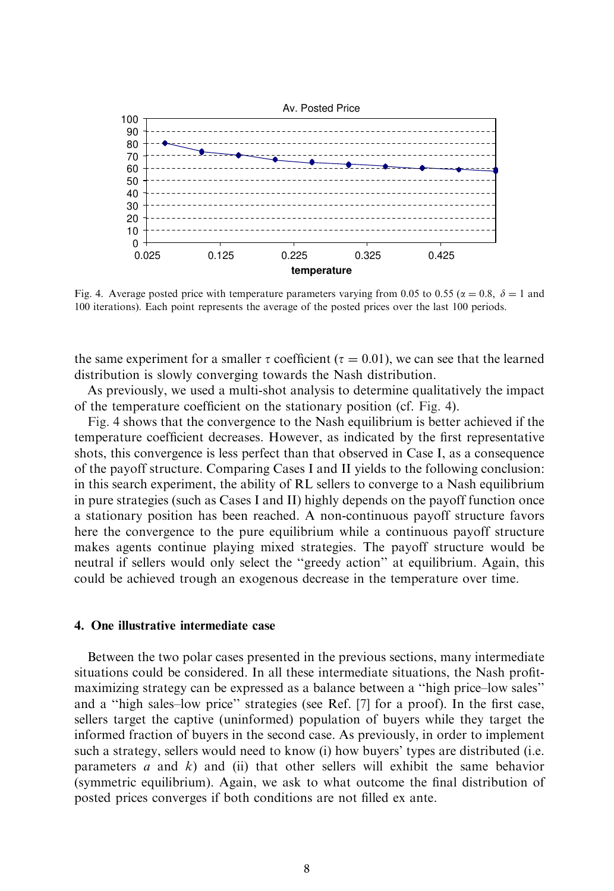Fig. 4. Average posted price with temperature parameters varying from 0.05 to 0.55 ($\alpha = 0.8$, $\delta = 1$ and 100 iterations). Each point represents the average of the posted prices over the last 100 periods.

the same experiment for a smaller $\tau$ coefficient ($\tau = 0.01$), we can see that the learned distribution is slowly converging towards the Nash distribution.

As previously, we used a multi-shot analysis to determine qualitatively the impact of the temperature coefficient on the stationary position (cf. Fig. 4).

Fig. 4 shows that the convergence to the Nash equilibrium is better achieved if the temperature coefficient decreases. However, as indicated by the first representative shots, this convergence is less perfect than that observed in Case I, as a consequence of the payoff structure. Comparing Cases I and II yields to the following conclusion: in this search experiment, the ability of RL sellers to converge to a Nash equilibrium in pure strategies (such as Cases I and II) highly depends on the payoff function once a stationary position has been reached. A non-continuous payoff structure favors here the convergence to the pure equilibrium while a continuous payoff structure makes agents continue playing mixed strategies. The payoff structure would be neutral if sellers would only select the "greedy action" at equilibrium. Again, this could be achieved trough an exogenous decrease in the temperature over time.

## 4. One illustrative intermediate case

Between the two polar cases presented in the previous sections, many intermediate situations could be considered. In all these intermediate situations, the Nash profit-maximizing strategy can be expressed as a balance between a "high price–low sales" and a "high sales–low price" strategies (see Ref. [7] for a proof). In the first case, sellers target the captive (uninformed) population of buyers while they target the informed fraction of buyers in the second case. As previously, in order to implement such a strategy, sellers would need to know (i) how buyers' types are distributed (i.e. parameters $a$ and $k$) and (ii) that other sellers will exhibit the same behavior (symmetric equilibrium). Again, we ask to what outcome the final distribution of posted prices converges if both conditions are not filled ex ante.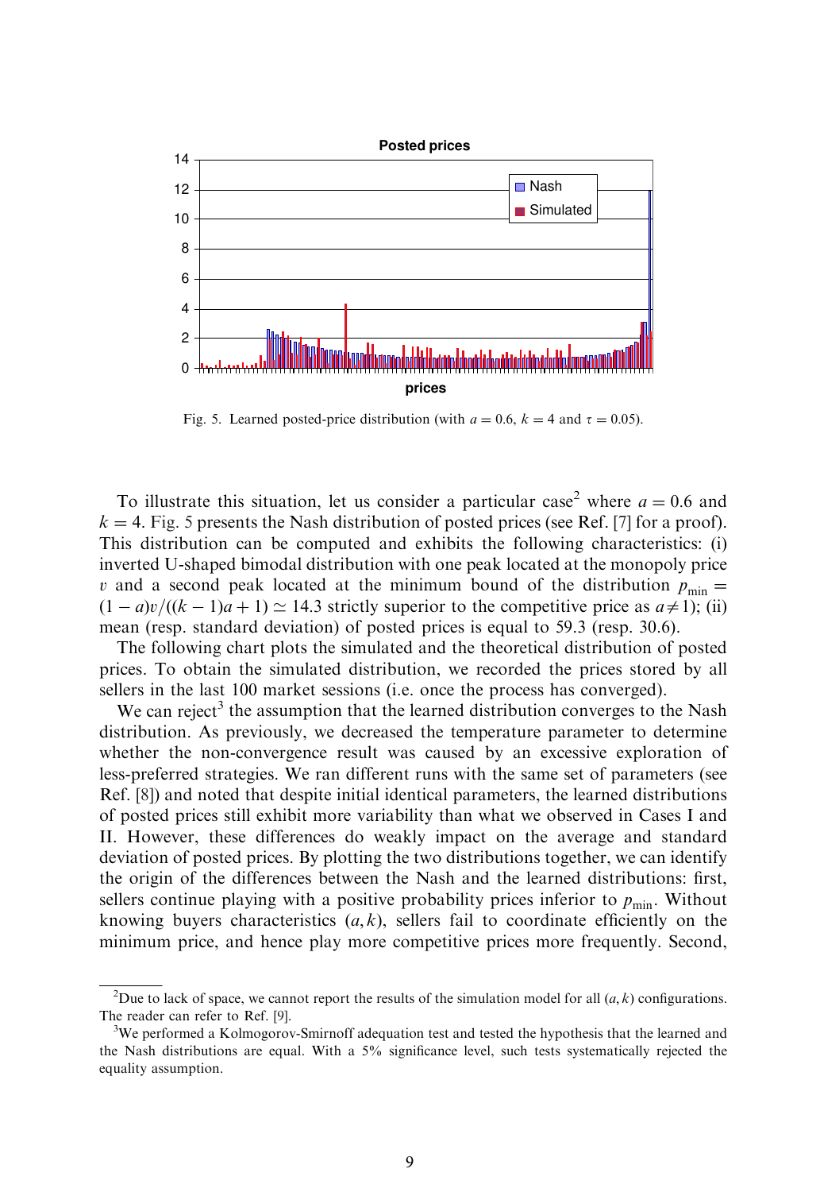Fig. 5. Learned posted-price distribution (with $a = 0.6$, $k = 4$ and $\tau = 0.05$).

To illustrate this situation, let us consider a particular case[2] where $a = 0.6$ and $k = 4$. Fig. 5 presents the Nash distribution of posted prices (see Ref. [7] for a proof). This distribution can be computed and exhibits the following characteristics: (i) inverted U-shaped bimodal distribution with one peak located at the monopoly price $v$ and a second peak located at the minimum bound of the distribution $p_{\min} = (1 - a)v/((k - 1)a + 1) \simeq 14.3$ strictly superior to the competitive price as $a \neq 1$); (ii) mean (resp. standard deviation) of posted prices is equal to 59.3 (resp. 30.6).

The following chart plots the simulated and the theoretical distribution of posted prices. To obtain the simulated distribution, we recorded the prices stored by all sellers in the last 100 market sessions (i.e. once the process has converged).

We can reject[3] the assumption that the learned distribution converges to the Nash distribution. As previously, we decreased the temperature parameter to determine whether the non-convergence result was caused by an excessive exploration of less-preferred strategies. We ran different runs with the same set of parameters (see Ref. [8]) and noted that despite initial identical parameters, the learned distributions of posted prices still exhibit more variability than what we observed in Cases I and II. However, these differences do weakly impact on the average and standard deviation of posted prices. By plotting the two distributions together, we can identify the origin of the differences between the Nash and the learned distributions: first, sellers continue playing with a positive probability prices inferior to $p_{\min}$. Without knowing buyers characteristics $(a, k)$, sellers fail to coordinate efficiently on the minimum price, and hence play more competitive prices more frequently. Second,

[2] Due to lack of space, we cannot report the results of the simulation model for all $(a, k)$ configurations. The reader can refer to Ref. [9].

[3] We performed a Kolmogorov-Smirnoff adequation test and tested the hypothesis that the learned and the Nash distributions are equal. With a 5% significance level, such tests systematically rejected the equality assumption.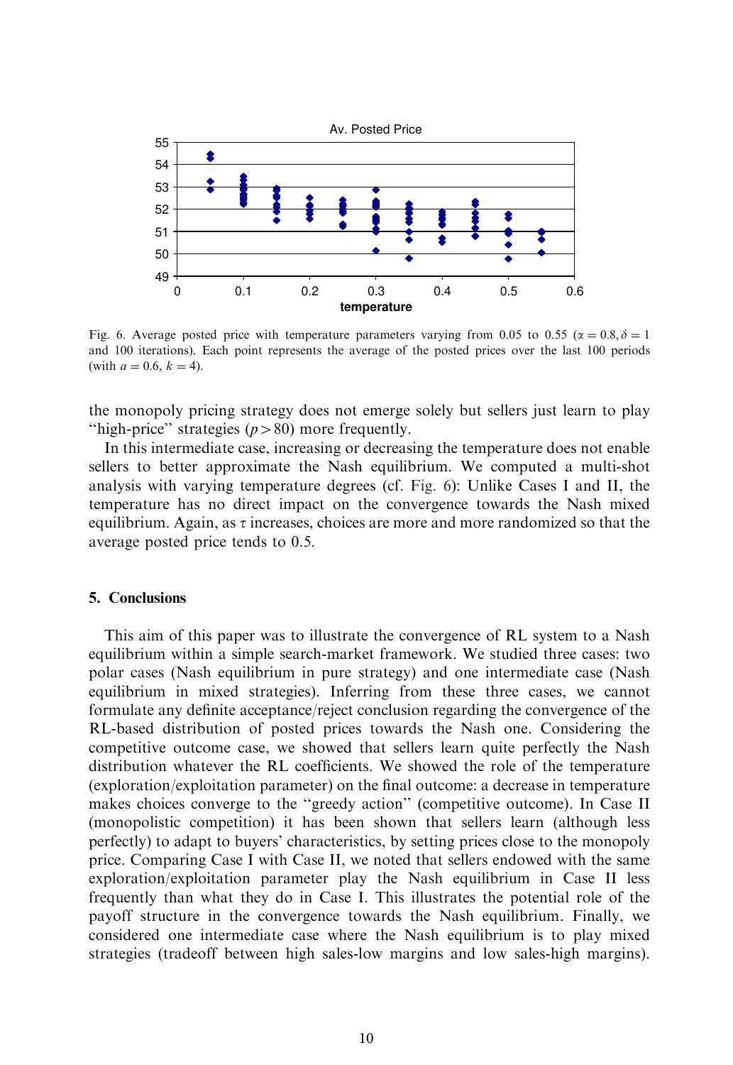Fig. 6. Average posted price with temperature parameters varying from 0.05 to 0.55 ($\alpha = 0.8, \delta = 1$ and 100 iterations). Each point represents the average of the posted prices over the last 100 periods (with $a = 0.6$, $k = 4$).

the monopoly pricing strategy does not emerge solely but sellers just learn to play "high-price" strategies ($p > 80$) more frequently.

In this intermediate case, increasing or decreasing the temperature does not enable sellers to better approximate the Nash equilibrium. We computed a multi-shot analysis with varying temperature degrees (cf. Fig. 6): Unlike Cases I and II, the temperature has no direct impact on the convergence towards the Nash mixed equilibrium. Again, as $\tau$ increases, choices are more and more randomized so that the average posted price tends to 0.5.

## 5. Conclusions

This aim of this paper was to illustrate the convergence of RL system to a Nash equilibrium within a simple search-market framework. We studied three cases: two polar cases (Nash equilibrium in pure strategy) and one intermediate case (Nash equilibrium in mixed strategies). Inferring from these three cases, we cannot formulate any definite acceptance/reject conclusion regarding the convergence of the RL-based distribution of posted prices towards the Nash one. Considering the competitive outcome case, we showed that sellers learn quite perfectly the Nash distribution whatever the RL coefficients. We showed the role of the temperature (exploration/exploitation parameter) on the final outcome: a decrease in temperature makes choices converge to the "greedy action" (competitive outcome). In Case II (monopolistic competition) it has been shown that sellers learn (although less perfectly) to adapt to buyers' characteristics, by setting prices close to the monopoly price. Comparing Case I with Case II, we noted that sellers endowed with the same exploration/exploitation parameter play the Nash equilibrium in Case II less frequently than what they do in Case I. This illustrates the potential role of the payoff structure in the convergence towards the Nash equilibrium. Finally, we considered one intermediate case where the Nash equilibrium is to play mixed strategies (tradeoff between high sales-low margins and low sales-high margins).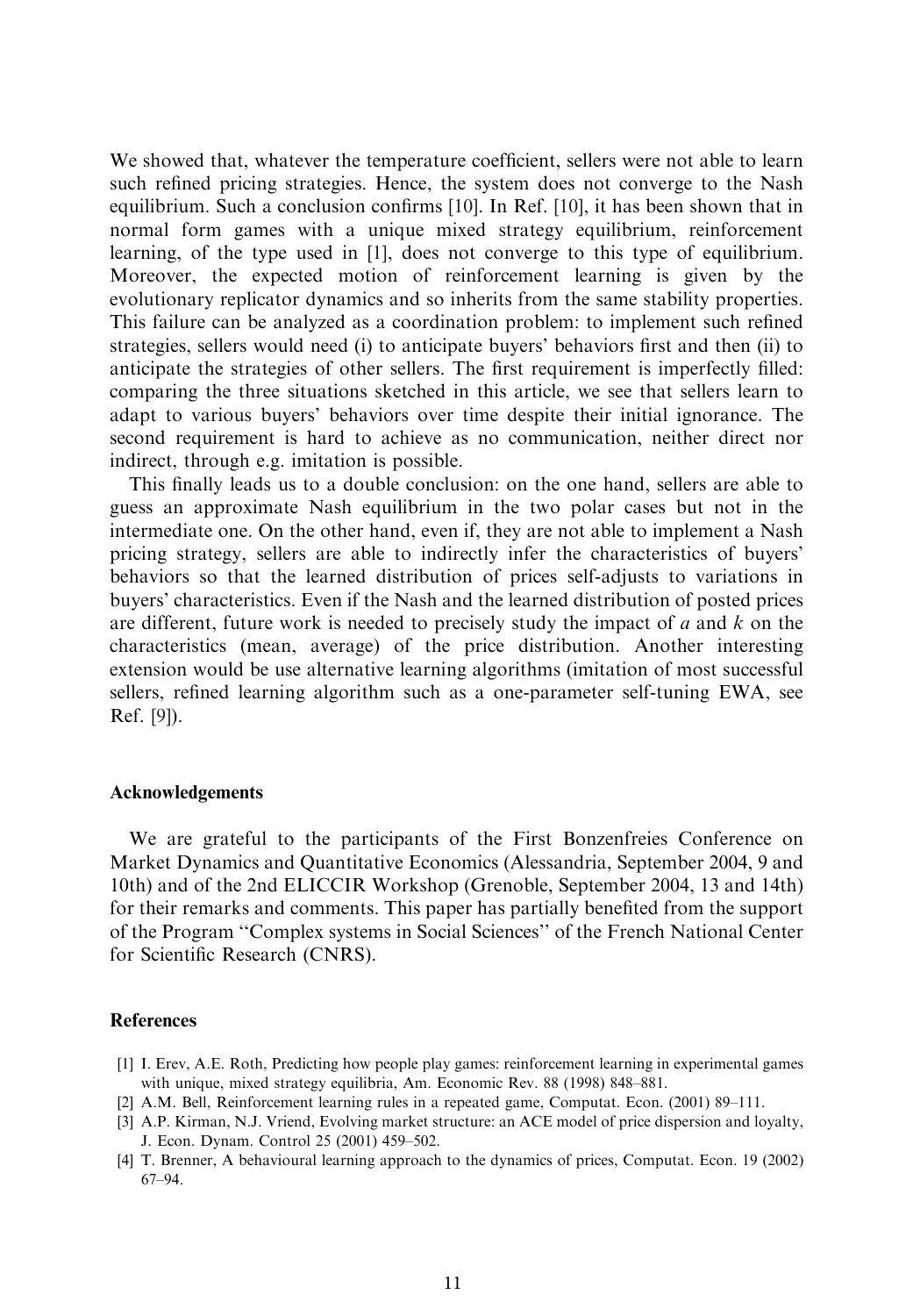We showed that, whatever the temperature coefficient, sellers were not able to learn such refined pricing strategies. Hence, the system does not converge to the Nash equilibrium. Such a conclusion confirms [10]. In Ref. [10], it has been shown that in normal form games with a unique mixed strategy equilibrium, reinforcement learning, of the type used in [1], does not converge to this type of equilibrium. Moreover, the expected motion of reinforcement learning is given by the evolutionary replicator dynamics and so inherits from the same stability properties. This failure can be analyzed as a coordination problem: to implement such refined strategies, sellers would need (i) to anticipate buyers' behaviors first and then (ii) to anticipate the strategies of other sellers. The first requirement is imperfectly filled: comparing the three situations sketched in this article, we see that sellers learn to adapt to various buyers' behaviors over time despite their initial ignorance. The second requirement is hard to achieve as no communication, neither direct nor indirect, through e.g. imitation is possible.

This finally leads us to a double conclusion: on the one hand, sellers are able to guess an approximate Nash equilibrium in the two polar cases but not in the intermediate one. On the other hand, even if, they are not able to implement a Nash pricing strategy, sellers are able to indirectly infer the characteristics of buyers' behaviors so that the learned distribution of prices self-adjusts to variations in buyers' characteristics. Even if the Nash and the learned distribution of posted prices are different, future work is needed to precisely study the impact of $a$ and $k$ on the characteristics (mean, average) of the price distribution. Another interesting extension would be use alternative learning algorithms (imitation of most successful sellers, refined learning algorithm such as a one-parameter self-tuning EWA, see Ref. [9]).

## Acknowledgements

We are grateful to the participants of the First Bonzenfreies Conference on Market Dynamics and Quantitative Economics (Alessandria, September 2004, 9 and 10th) and of the 2nd ELICCIR Workshop (Grenoble, September 2004, 13 and 14th) for their remarks and comments. This paper has partially benefited from the support of the Program "Complex systems in Social Sciences" of the French National Center for Scientific Research (CNRS).

## References

[1] I. Erev, A.E. Roth, Predicting how people play games: reinforcement learning in experimental games with unique, mixed strategy equilibria, Am. Economic Rev. 88 (1998) 848–881.

[2] A.M. Bell, Reinforcement learning rules in a repeated game, Computat. Econ. (2001) 89–111.

[3] A.P. Kirman, N.J. Vriend, Evolving market structure: an ACE model of price dispersion and loyalty, J. Econ. Dynam. Control 25 (2001) 459–502.

[4] T. Brenner, A behavioural learning approach to the dynamics of prices, Computat. Econ. 19 (2002) 67–94.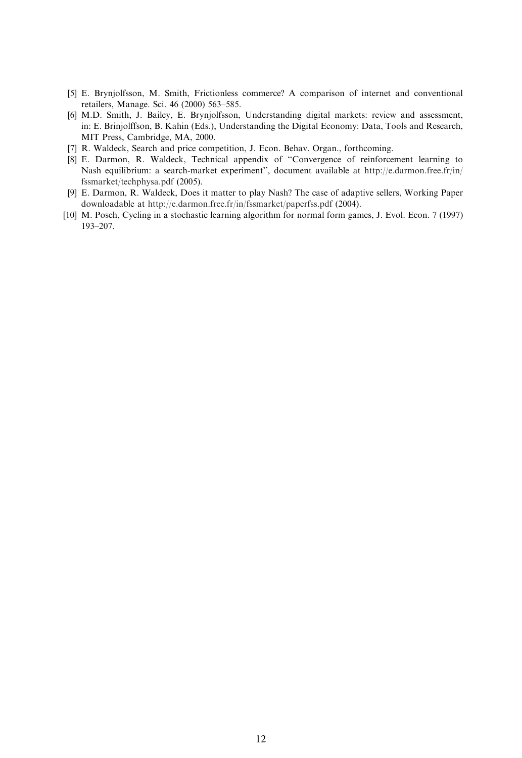[5] E. Brynjolfsson, M. Smith, Frictionless commerce? A comparison of internet and conventional retailers, Manage. Sci. 46 (2000) 563–585.

[6] M.D. Smith, J. Bailey, E. Brynjolfsson, Understanding digital markets: review and assessment, in: E. Brinjolffson, B. Kahin (Eds.), Understanding the Digital Economy: Data, Tools and Research, MIT Press, Cambridge, MA, 2000.

[7] R. Waldeck, Search and price competition, J. Econ. Behav. Organ., forthcoming.

[8] E. Darmon, R. Waldeck, Technical appendix of "Convergence of reinforcement learning to Nash equilibrium: a search-market experiment", document available at http://e.darmon.free.fr/in/fssmarket/techphysa.pdf (2005).

[9] E. Darmon, R. Waldeck, Does it matter to play Nash? The case of adaptive sellers, Working Paper downloadable at http://e.darmon.free.fr/in/fssmarket/paperfss.pdf (2004).

[10] M. Posch, Cycling in a stochastic learning algorithm for normal form games, J. Evol. Econ. 7 (1997) 193–207.